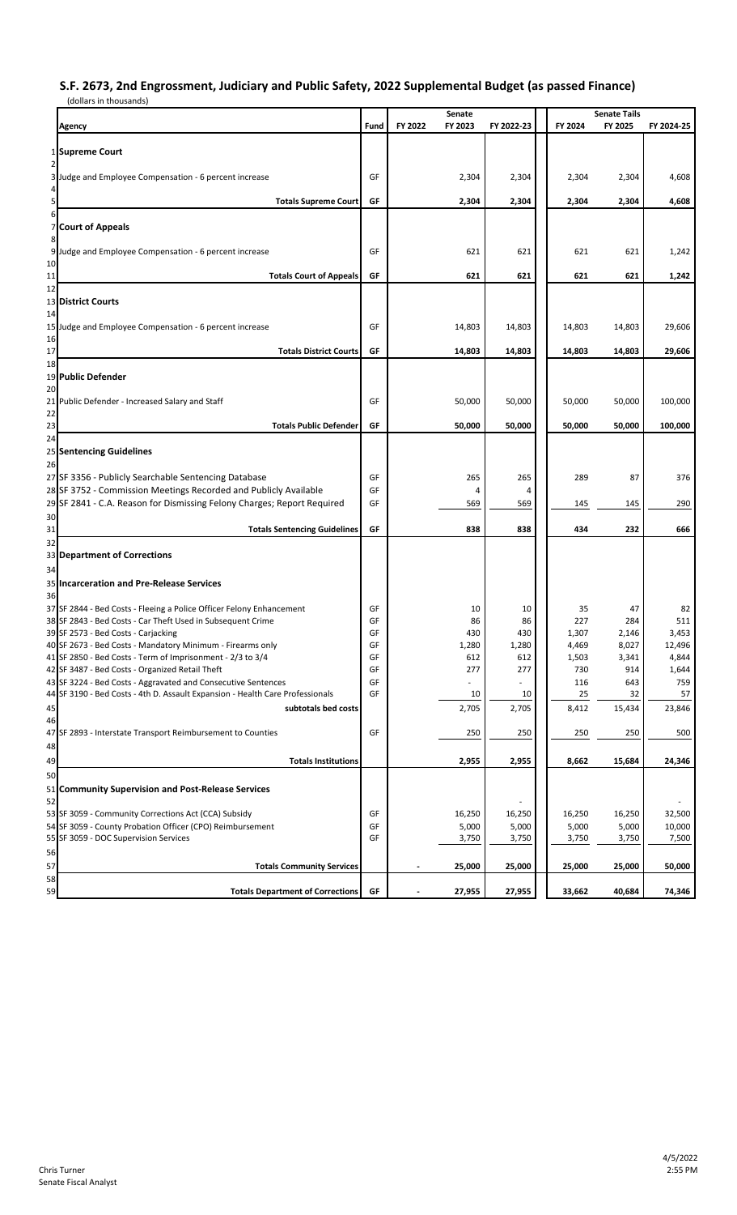## S.F. 2673, 2nd Engrossment, Judiciary and Public Safety, 2022 Supplemental Budget (as passed Finance)

(dollars in thousands)

| | Agency | Fund | Senate FY 2022 | Senate FY 2023 | Senate FY 2022-23 | Senate Tails FY 2024 | Senate Tails FY 2025 | Senate Tails FY 2024-25 |
|---|---|---|---|---|---|---|---|---|
| 1 | **Supreme Court** | | | | | | | |
| 2 | | | | | | | | |
| 3 | Judge and Employee Compensation - 6 percent increase | GF | | 2,304 | 2,304 | 2,304 | 2,304 | 4,608 |
| 4 | | | | | | | | |
| 5 | **Totals Supreme Court** | **GF** | | **2,304** | **2,304** | **2,304** | **2,304** | **4,608** |
| 6 | | | | | | | | |
| 7 | **Court of Appeals** | | | | | | | |
| 8 | | | | | | | | |
| 9 | Judge and Employee Compensation - 6 percent increase | GF | | 621 | 621 | 621 | 621 | 1,242 |
| 10 | | | | | | | | |
| 11 | **Totals Court of Appeals** | **GF** | | **621** | **621** | **621** | **621** | **1,242** |
| 12 | | | | | | | | |
| 13 | **District Courts** | | | | | | | |
| 14 | | | | | | | | |
| 15 | Judge and Employee Compensation - 6 percent increase | GF | | 14,803 | 14,803 | 14,803 | 14,803 | 29,606 |
| 16 | | | | | | | | |
| 17 | **Totals District Courts** | **GF** | | **14,803** | **14,803** | **14,803** | **14,803** | **29,606** |
| 18 | | | | | | | | |
| 19 | **Public Defender** | | | | | | | |
| 20 | | | | | | | | |
| 21 | Public Defender - Increased Salary and Staff | GF | | 50,000 | 50,000 | 50,000 | 50,000 | 100,000 |
| 22 | | | | | | | | |
| 23 | **Totals Public Defender** | **GF** | | **50,000** | **50,000** | **50,000** | **50,000** | **100,000** |
| 24 | | | | | | | | |
| 25 | **Sentencing Guidelines** | | | | | | | |
| 26 | | | | | | | | |
| 27 | SF 3356 - Publicly Searchable Sentencing Database | GF | | 265 | 265 | 289 | 87 | 376 |
| 28 | SF 3752 - Commission Meetings Recorded and Publicly Available | GF | | 4 | 4 | | | |
| 29 | SF 2841 - C.A. Reason for Dismissing Felony Charges; Report Required | GF | | 569 | 569 | 145 | 145 | 290 |
| 30 | | | | | | | | |
| 31 | **Totals Sentencing Guidelines** | **GF** | | **838** | **838** | **434** | **232** | **666** |
| 32 | | | | | | | | |
| 33 | **Department of Corrections** | | | | | | | |
| 34 | | | | | | | | |
| 35 | **Incarceration and Pre-Release Services** | | | | | | | |
| 36 | | | | | | | | |
| 37 | SF 2844 - Bed Costs - Fleeing a Police Officer Felony Enhancement | GF | | 10 | 10 | 35 | 47 | 82 |
| 38 | SF 2843 - Bed Costs - Car Theft Used in Subsequent Crime | GF | | 86 | 86 | 227 | 284 | 511 |
| 39 | SF 2573 - Bed Costs - Carjacking | GF | | 430 | 430 | 1,307 | 2,146 | 3,453 |
| 40 | SF 2673 - Bed Costs - Mandatory Minimum - Firearms only | GF | | 1,280 | 1,280 | 4,469 | 8,027 | 12,496 |
| 41 | SF 2850 - Bed Costs - Term of Imprisonment - 2/3 to 3/4 | GF | | 612 | 612 | 1,503 | 3,341 | 4,844 |
| 42 | SF 3487 - Bed Costs - Organized Retail Theft | GF | | 277 | 277 | 730 | 914 | 1,644 |
| 43 | SF 3224 - Bed Costs - Aggravated and Consecutive Sentences | GF | | - | - | 116 | 643 | 759 |
| 44 | SF 3190 - Bed Costs - 4th D. Assault Expansion - Health Care Professionals | GF | | 10 | 10 | 25 | 32 | 57 |
| 45 | **subtotals bed costs** | | | 2,705 | 2,705 | 8,412 | 15,434 | 23,846 |
| 46 | | | | | | | | |
| 47 | SF 2893 - Interstate Transport Reimbursement to Counties | GF | | 250 | 250 | 250 | 250 | 500 |
| 48 | | | | | | | | |
| 49 | **Totals Institutions** | | | **2,955** | **2,955** | **8,662** | **15,684** | **24,346** |
| 50 | | | | | | | | |
| 51 | **Community Supervision and Post-Release Services** | | | | | | | |
| 52 | | | | | - | | | - |
| 53 | SF 3059 - Community Corrections Act (CCA) Subsidy | GF | | 16,250 | 16,250 | 16,250 | 16,250 | 32,500 |
| 54 | SF 3059 - County Probation Officer (CPO) Reimbursement | GF | | 5,000 | 5,000 | 5,000 | 5,000 | 10,000 |
| 55 | SF 3059 - DOC Supervision Services | GF | | 3,750 | 3,750 | 3,750 | 3,750 | 7,500 |
| 56 | | | | | | | | |
| 57 | **Totals Community Services** | | - | **25,000** | **25,000** | **25,000** | **25,000** | **50,000** |
| 58 | | | | | | | | |
| 59 | **Totals Department of Corrections** | **GF** | - | **27,955** | **27,955** | **33,662** | **40,684** | **74,346** |

Chris Turner
Senate Fiscal Analyst

4/5/2022
2:55 PM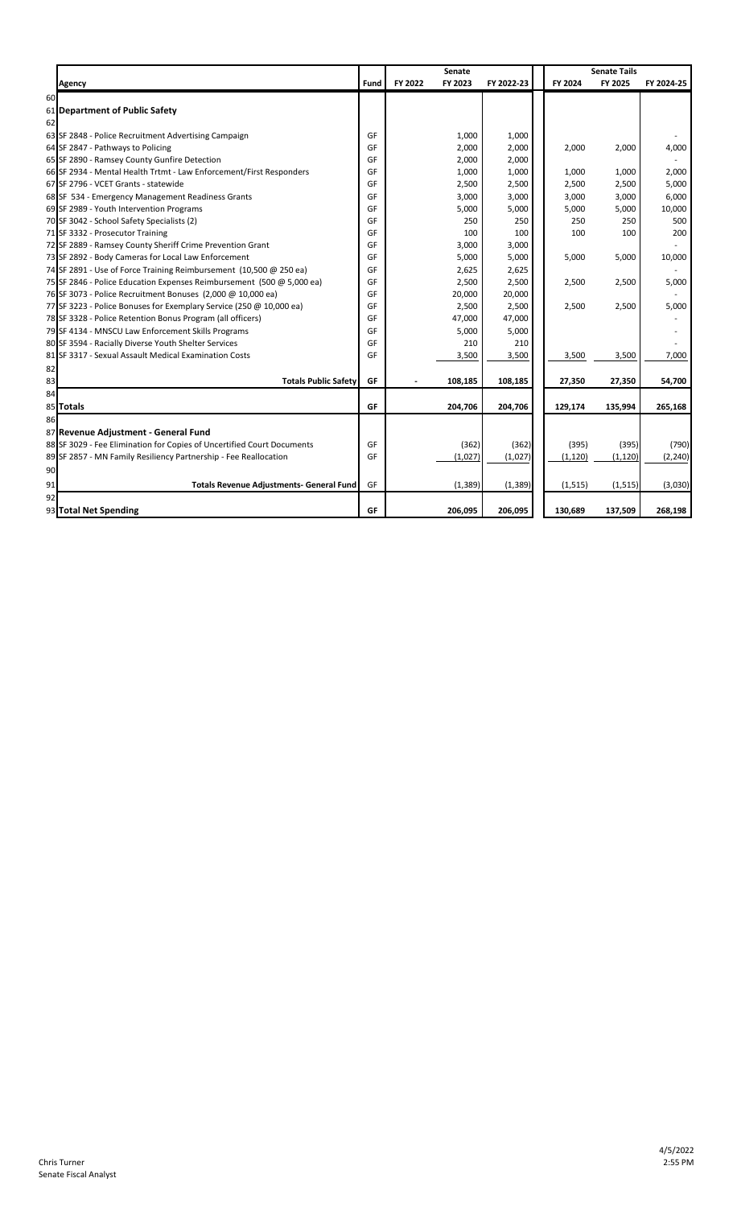| | Agency | Fund | Senate FY 2022 | Senate FY 2023 | Senate FY 2022-23 | Senate Tails FY 2024 | Senate Tails FY 2025 | Senate Tails FY 2024-25 |
|---|---|---|---|---|---|---|---|---|
| 60 | | | | | | | | |
| 61 | **Department of Public Safety** | | | | | | | |
| 62 | | | | | | | | |
| 63 | SF 2848 - Police Recruitment Advertising Campaign | GF | | 1,000 | 1,000 | | | - |
| 64 | SF 2847 - Pathways to Policing | GF | | 2,000 | 2,000 | 2,000 | 2,000 | 4,000 |
| 65 | SF 2890 - Ramsey County Gunfire Detection | GF | | 2,000 | 2,000 | | | - |
| 66 | SF 2934 - Mental Health Trtmt - Law Enforcement/First Responders | GF | | 1,000 | 1,000 | 1,000 | 1,000 | 2,000 |
| 67 | SF 2796 - VCET Grants - statewide | GF | | 2,500 | 2,500 | 2,500 | 2,500 | 5,000 |
| 68 | SF 534 - Emergency Management Readiness Grants | GF | | 3,000 | 3,000 | 3,000 | 3,000 | 6,000 |
| 69 | SF 2989 - Youth Intervention Programs | GF | | 5,000 | 5,000 | 5,000 | 5,000 | 10,000 |
| 70 | SF 3042 - School Safety Specialists (2) | GF | | 250 | 250 | 250 | 250 | 500 |
| 71 | SF 3332 - Prosecutor Training | GF | | 100 | 100 | 100 | 100 | 200 |
| 72 | SF 2889 - Ramsey County Sheriff Crime Prevention Grant | GF | | 3,000 | 3,000 | | | - |
| 73 | SF 2892 - Body Cameras for Local Law Enforcement | GF | | 5,000 | 5,000 | 5,000 | 5,000 | 10,000 |
| 74 | SF 2891 - Use of Force Training Reimbursement (10,500 @ 250 ea) | GF | | 2,625 | 2,625 | | | - |
| 75 | SF 2846 - Police Education Expenses Reimbursement (500 @ 5,000 ea) | GF | | 2,500 | 2,500 | 2,500 | 2,500 | 5,000 |
| 76 | SF 3073 - Police Recruitment Bonuses (2,000 @ 10,000 ea) | GF | | 20,000 | 20,000 | | | - |
| 77 | SF 3223 - Police Bonuses for Exemplary Service (250 @ 10,000 ea) | GF | | 2,500 | 2,500 | 2,500 | 2,500 | 5,000 |
| 78 | SF 3328 - Police Retention Bonus Program (all officers) | GF | | 47,000 | 47,000 | | | - |
| 79 | SF 4134 - MNSCU Law Enforcement Skills Programs | GF | | 5,000 | 5,000 | | | - |
| 80 | SF 3594 - Racially Diverse Youth Shelter Services | GF | | 210 | 210 | | | - |
| 81 | SF 3317 - Sexual Assault Medical Examination Costs | GF | | 3,500 | 3,500 | 3,500 | 3,500 | 7,000 |
| 82 | | | | | | | | |
| 83 | **Totals Public Safety** | **GF** | - | **108,185** | **108,185** | **27,350** | **27,350** | **54,700** |
| 84 | | | | | | | | |
| 85 | **Totals** | **GF** | | **204,706** | **204,706** | **129,174** | **135,994** | **265,168** |
| 86 | | | | | | | | |
| 87 | **Revenue Adjustment - General Fund** | | | | | | | |
| 88 | SF 3029 - Fee Elimination for Copies of Uncertified Court Documents | GF | | (362) | (362) | (395) | (395) | (790) |
| 89 | SF 2857 - MN Family Resiliency Partnership - Fee Reallocation | GF | | (1,027) | (1,027) | (1,120) | (1,120) | (2,240) |
| 90 | | | | | | | | |
| 91 | **Totals Revenue Adjustments- General Fund** | GF | | (1,389) | (1,389) | (1,515) | (1,515) | (3,030) |
| 92 | | | | | | | | |
| 93 | **Total Net Spending** | **GF** | | **206,095** | **206,095** | **130,689** | **137,509** | **268,198** |

Chris Turner
Senate Fiscal Analyst

4/5/2022
2:55 PM